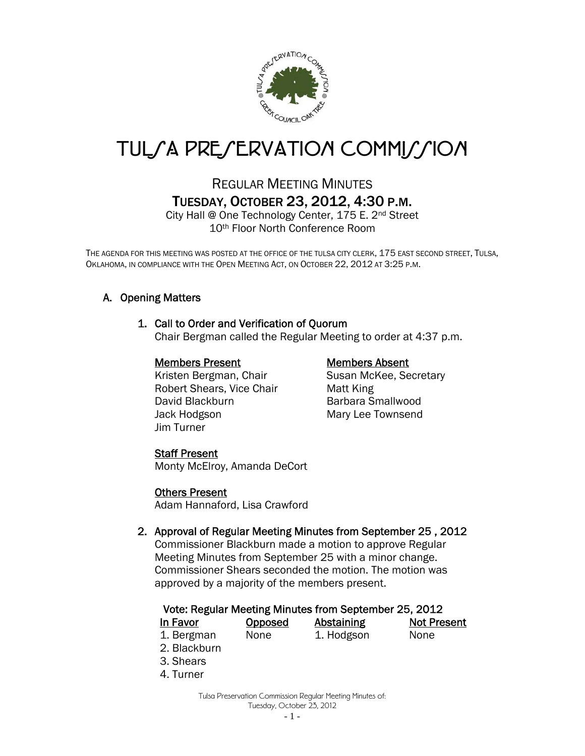# TULSA PRESERVATION COMMISSION

## REGULAR MEETING MINUTES

### TUESDAY, OCTOBER 23, 2012, 4:30 P.M.

City Hall @ One Technology Center, 175 E. 2nd Street
10th Floor North Conference Room

THE AGENDA FOR THIS MEETING WAS POSTED AT THE OFFICE OF THE TULSA CITY CLERK, 175 EAST SECOND STREET, TULSA, OKLAHOMA, IN COMPLIANCE WITH THE OPEN MEETING ACT, ON OCTOBER 22, 2012 AT 3:25 P.M.

## A. Opening Matters

### 1. Call to Order and Verification of Quorum

Chair Bergman called the Regular Meeting to order at 4:37 p.m.

| Members Present | Members Absent |
|---|---|
| Kristen Bergman, Chair | Susan McKee, Secretary |
| Robert Shears, Vice Chair | Matt King |
| David Blackburn | Barbara Smallwood |
| Jack Hodgson | Mary Lee Townsend |
| Jim Turner | |

**Staff Present**
Monty McElroy, Amanda DeCort

**Others Present**
Adam Hannaford, Lisa Crawford

### 2. Approval of Regular Meeting Minutes from September 25 , 2012

Commissioner Blackburn made a motion to approve Regular Meeting Minutes from September 25 with a minor change. Commissioner Shears seconded the motion. The motion was approved by a majority of the members present.

**Vote: Regular Meeting Minutes from September 25, 2012**

| In Favor | Opposed | Abstaining | Not Present |
|---|---|---|---|
| 1. Bergman | None | 1. Hodgson | None |
| 2. Blackburn | | | |
| 3. Shears | | | |
| 4. Turner | | | |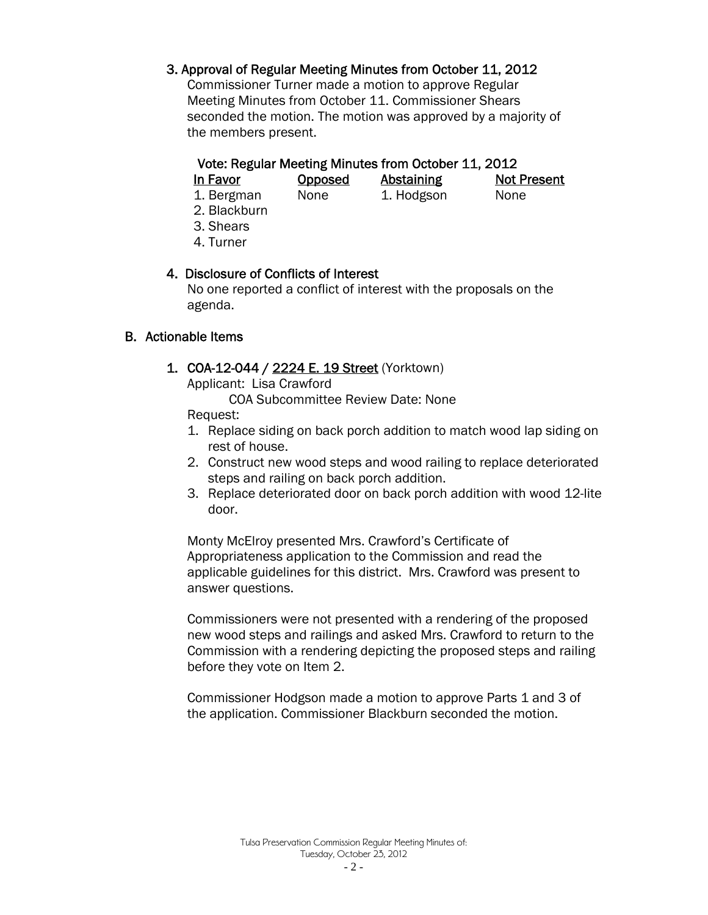### 3. Approval of Regular Meeting Minutes from October 11, 2012

Commissioner Turner made a motion to approve Regular Meeting Minutes from October 11. Commissioner Shears seconded the motion. The motion was approved by a majority of the members present.

**Vote: Regular Meeting Minutes from October 11, 2012**

| In Favor | Opposed | Abstaining | Not Present |
|---|---|---|---|
| 1. Bergman | None | 1. Hodgson | None |
| 2. Blackburn | | | |
| 3. Shears | | | |
| 4. Turner | | | |

### 4. Disclosure of Conflicts of Interest

No one reported a conflict of interest with the proposals on the agenda.

## B. Actionable Items

### 1. COA-12-044 / 2224 E. 19 Street (Yorktown)

Applicant: Lisa Crawford

COA Subcommittee Review Date: None

Request:

1. Replace siding on back porch addition to match wood lap siding on rest of house.
2. Construct new wood steps and wood railing to replace deteriorated steps and railing on back porch addition.
3. Replace deteriorated door on back porch addition with wood 12-lite door.

Monty McElroy presented Mrs. Crawford's Certificate of Appropriateness application to the Commission and read the applicable guidelines for this district. Mrs. Crawford was present to answer questions.

Commissioners were not presented with a rendering of the proposed new wood steps and railings and asked Mrs. Crawford to return to the Commission with a rendering depicting the proposed steps and railing before they vote on Item 2.

Commissioner Hodgson made a motion to approve Parts 1 and 3 of the application. Commissioner Blackburn seconded the motion.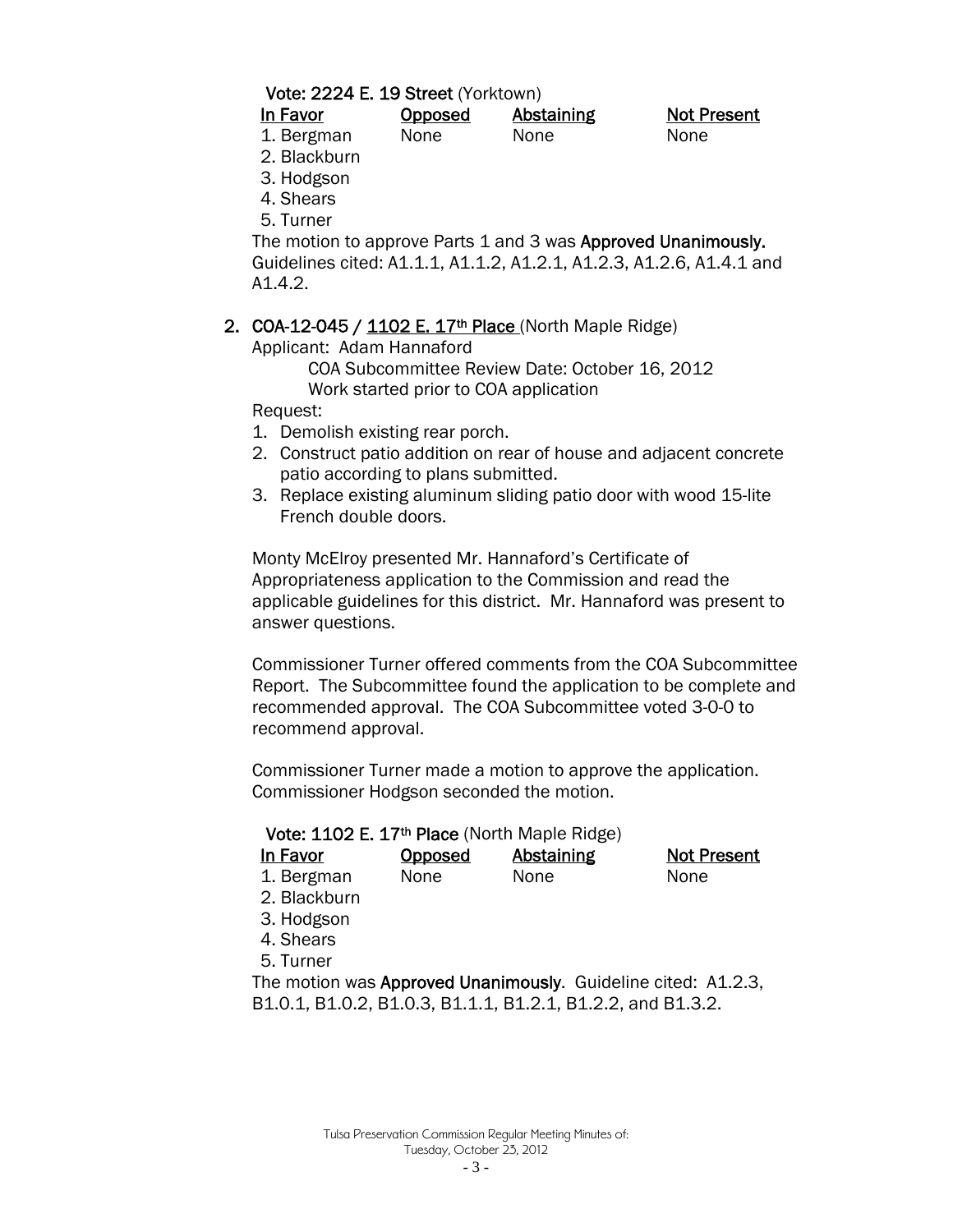**Vote: 2224 E. 19 Street** (Yorktown)

| In Favor | Opposed | Abstaining | Not Present |
|---|---|---|---|
| 1. Bergman | None | None | None |
| 2. Blackburn | | | |
| 3. Hodgson | | | |
| 4. Shears | | | |
| 5. Turner | | | |

The motion to approve Parts 1 and 3 was **Approved Unanimously.** Guidelines cited: A1.1.1, A1.1.2, A1.2.1, A1.2.3, A1.2.6, A1.4.1 and A1.4.2.

2. **COA-12-045 / 1102 E. 17th Place** (North Maple Ridge)

   Applicant: Adam Hannaford

   COA Subcommittee Review Date: October 16, 2012
   Work started prior to COA application

   Request:

   1. Demolish existing rear porch.
   2. Construct patio addition on rear of house and adjacent concrete patio according to plans submitted.
   3. Replace existing aluminum sliding patio door with wood 15-lite French double doors.

   Monty McElroy presented Mr. Hannaford's Certificate of Appropriateness application to the Commission and read the applicable guidelines for this district. Mr. Hannaford was present to answer questions.

   Commissioner Turner offered comments from the COA Subcommittee Report. The Subcommittee found the application to be complete and recommended approval. The COA Subcommittee voted 3-0-0 to recommend approval.

   Commissioner Turner made a motion to approve the application. Commissioner Hodgson seconded the motion.

**Vote: 1102 E. 17th Place** (North Maple Ridge)

| In Favor | Opposed | Abstaining | Not Present |
|---|---|---|---|
| 1. Bergman | None | None | None |
| 2. Blackburn | | | |
| 3. Hodgson | | | |
| 4. Shears | | | |
| 5. Turner | | | |

The motion was **Approved Unanimously**. Guideline cited: A1.2.3, B1.0.1, B1.0.2, B1.0.3, B1.1.1, B1.2.1, B1.2.2, and B1.3.2.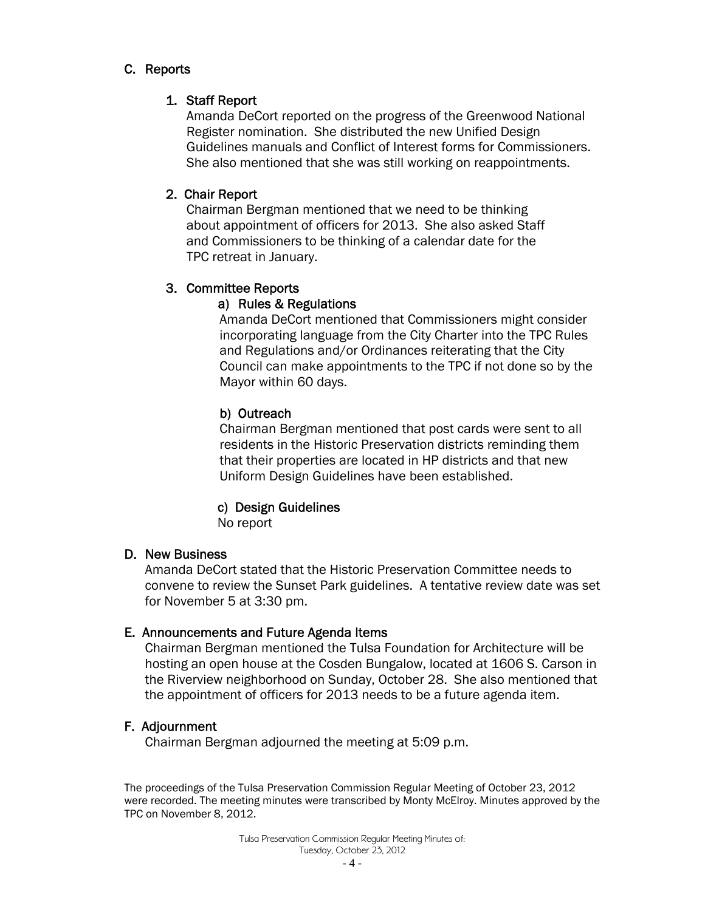## C. Reports

### 1. Staff Report

Amanda DeCort reported on the progress of the Greenwood National Register nomination. She distributed the new Unified Design Guidelines manuals and Conflict of Interest forms for Commissioners. She also mentioned that she was still working on reappointments.

### 2. Chair Report

Chairman Bergman mentioned that we need to be thinking about appointment of officers for 2013. She also asked Staff and Commissioners to be thinking of a calendar date for the TPC retreat in January.

### 3. Committee Reports

#### a) Rules & Regulations

Amanda DeCort mentioned that Commissioners might consider incorporating language from the City Charter into the TPC Rules and Regulations and/or Ordinances reiterating that the City Council can make appointments to the TPC if not done so by the Mayor within 60 days.

#### b) Outreach

Chairman Bergman mentioned that post cards were sent to all residents in the Historic Preservation districts reminding them that their properties are located in HP districts and that new Uniform Design Guidelines have been established.

#### c) Design Guidelines

No report

## D. New Business

Amanda DeCort stated that the Historic Preservation Committee needs to convene to review the Sunset Park guidelines. A tentative review date was set for November 5 at 3:30 pm.

## E. Announcements and Future Agenda Items

Chairman Bergman mentioned the Tulsa Foundation for Architecture will be hosting an open house at the Cosden Bungalow, located at 1606 S. Carson in the Riverview neighborhood on Sunday, October 28. She also mentioned that the appointment of officers for 2013 needs to be a future agenda item.

## F. Adjournment

Chairman Bergman adjourned the meeting at 5:09 p.m.

The proceedings of the Tulsa Preservation Commission Regular Meeting of October 23, 2012 were recorded. The meeting minutes were transcribed by Monty McElroy. Minutes approved by the TPC on November 8, 2012.